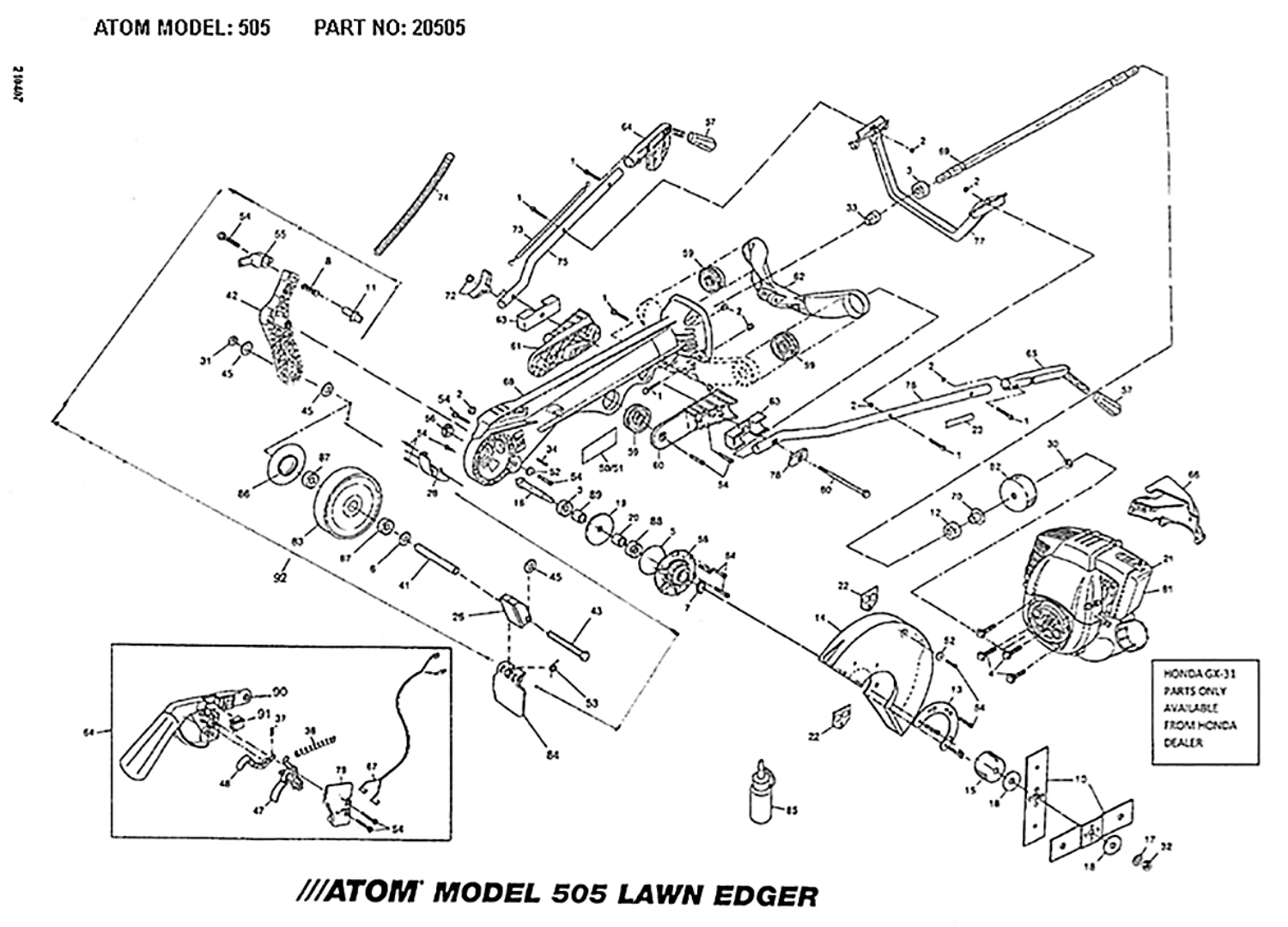ATOM MODEL: 505 PART NO: 20505

HONDA GX-31 PARTS ONLY AVAILABLE FROM HONDA DEALER

**///ATOM MODEL 505 LAWN EDGER**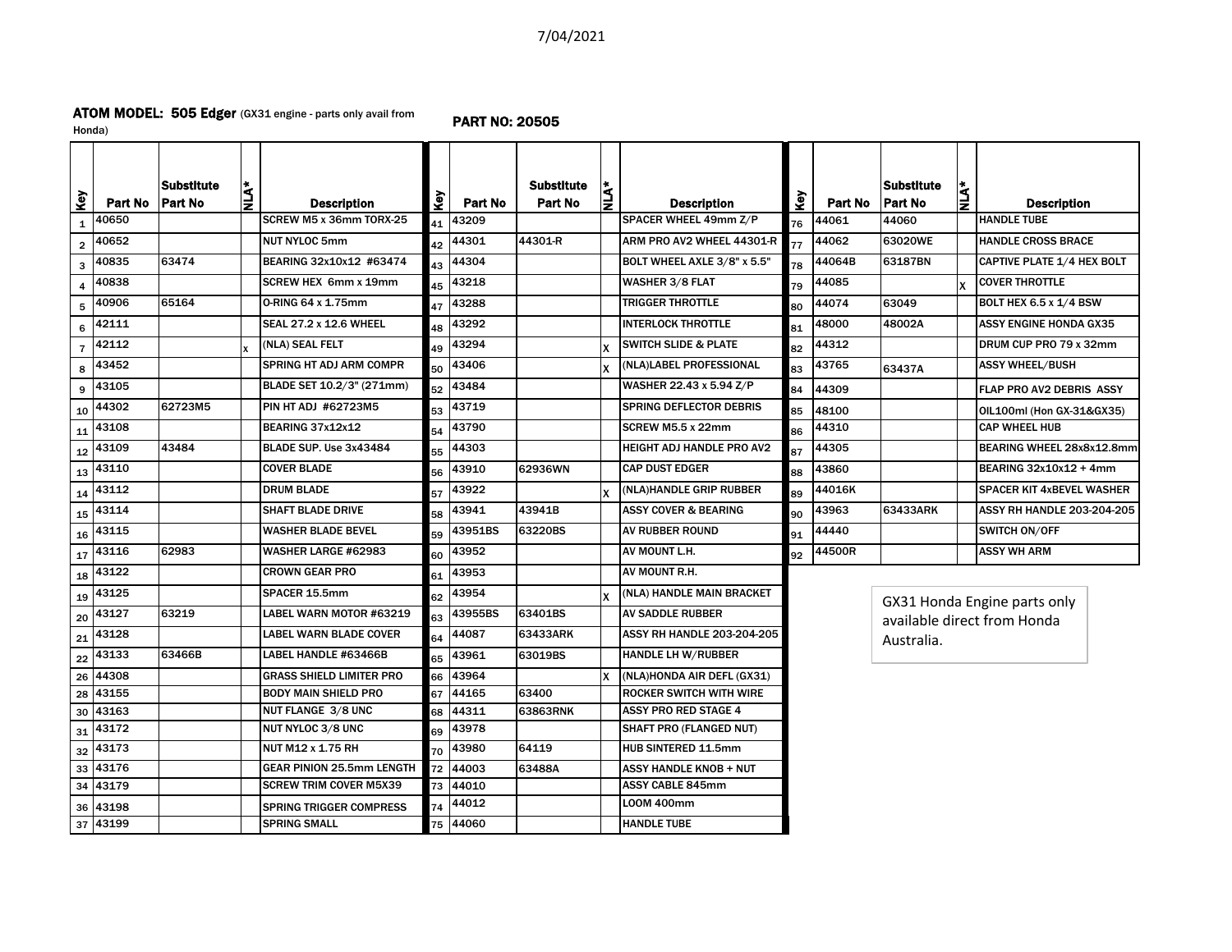7/04/2021

**ATOM MODEL: 505 Edger** (GX31 engine - parts only avail from Honda)

**PART NO: 20505**

| Key | Part No | Substitute Part No | NLA* | Description |
|---|---|---|---|---|
| 1 | 40650 | | | SCREW M5 x 36mm TORX-25 |
| 2 | 40652 | | | NUT NYLOC 5mm |
| 3 | 40835 | 63474 | | BEARING 32x10x12 #63474 |
| 4 | 40838 | | | SCREW HEX 6mm x 19mm |
| 5 | 40906 | 65164 | | O-RING 64 x 1.75mm |
| 6 | 42111 | | | SEAL 27.2 x 12.6 WHEEL |
| 7 | 42112 | | x | (NLA) SEAL FELT |
| 8 | 43452 | | | SPRING HT ADJ ARM COMPR |
| 9 | 43105 | | | BLADE SET 10.2/3" (271mm) |
| 10 | 44302 | 62723M5 | | PIN HT ADJ #62723M5 |
| 11 | 43108 | | | BEARING 37x12x12 |
| 12 | 43109 | 43484 | | BLADE SUP. Use 3x43484 |
| 13 | 43110 | | | COVER BLADE |
| 14 | 43112 | | | DRUM BLADE |
| 15 | 43114 | | | SHAFT BLADE DRIVE |
| 16 | 43115 | | | WASHER BLADE BEVEL |
| 17 | 43116 | 62983 | | WASHER LARGE #62983 |
| 18 | 43122 | | | CROWN GEAR PRO |
| 19 | 43125 | | | SPACER 15.5mm |
| 20 | 43127 | 63219 | | LABEL WARN MOTOR #63219 |
| 21 | 43128 | | | LABEL WARN BLADE COVER |
| 22 | 43133 | 63466B | | LABEL HANDLE #63466B |
| 26 | 44308 | | | GRASS SHIELD LIMITER PRO |
| 28 | 43155 | | | BODY MAIN SHIELD PRO |
| 30 | 43163 | | | NUT FLANGE 3/8 UNC |
| 31 | 43172 | | | NUT NYLOC 3/8 UNC |
| 32 | 43173 | | | NUT M12 x 1.75 RH |
| 33 | 43176 | | | GEAR PINION 25.5mm LENGTH |
| 34 | 43179 | | | SCREW TRIM COVER M5X39 |
| 36 | 43198 | | | SPRING TRIGGER COMPRESS |
| 37 | 43199 | | | SPRING SMALL |
| 41 | 43209 | | | SPACER WHEEL 49mm Z/P |
| 42 | 44301 | 44301-R | | ARM PRO AV2 WHEEL 44301-R |
| 43 | 44304 | | | BOLT WHEEL AXLE 3/8" x 5.5" |
| 45 | 43218 | | | WASHER 3/8 FLAT |
| 47 | 43288 | | | TRIGGER THROTTLE |
| 48 | 43292 | | | INTERLOCK THROTTLE |
| 49 | 43294 | | X | SWITCH SLIDE & PLATE |
| 50 | 43406 | | X | (NLA)LABEL PROFESSIONAL |
| 52 | 43484 | | | WASHER 22.43 x 5.94 Z/P |
| 53 | 43719 | | | SPRING DEFLECTOR DEBRIS |
| 54 | 43790 | | | SCREW M5.5 x 22mm |
| 55 | 44303 | | | HEIGHT ADJ HANDLE PRO AV2 |
| 56 | 43910 | 62936WN | | CAP DUST EDGER |
| 57 | 43922 | | X | (NLA)HANDLE GRIP RUBBER |
| 58 | 43941 | 43941B | | ASSY COVER & BEARING |
| 59 | 43951BS | 63220BS | | AV RUBBER ROUND |
| 60 | 43952 | | | AV MOUNT L.H. |
| 61 | 43953 | | | AV MOUNT R.H. |
| 62 | 43954 | | X | (NLA) HANDLE MAIN BRACKET |
| 63 | 43955BS | 63401BS | | AV SADDLE RUBBER |
| 64 | 44087 | 63433ARK | | ASSY RH HANDLE 203-204-205 |
| 65 | 43961 | 63019BS | | HANDLE LH W/RUBBER |
| 66 | 43964 | | X | (NLA)HONDA AIR DEFL (GX31) |
| 67 | 44165 | 63400 | | ROCKER SWITCH WITH WIRE |
| 68 | 44311 | 63863RNK | | ASSY PRO RED STAGE 4 |
| 69 | 43978 | | | SHAFT PRO (FLANGED NUT) |
| 70 | 43980 | 64119 | | HUB SINTERED 11.5mm |
| 72 | 44003 | 63488A | | ASSY HANDLE KNOB + NUT |
| 73 | 44010 | | | ASSY CABLE 845mm |
| 74 | 44012 | | | LOOM 400mm |
| 75 | 44060 | | | HANDLE TUBE |
| 76 | 44061 | 44060 | | HANDLE TUBE |
| 77 | 44062 | 63020WE | | HANDLE CROSS BRACE |
| 78 | 44064B | 63187BN | | CAPTIVE PLATE 1/4 HEX BOLT |
| 79 | 44085 | | X | COVER THROTTLE |
| 80 | 44074 | 63049 | | BOLT HEX 6.5 x 1/4 BSW |
| 81 | 48000 | 48002A | | ASSY ENGINE HONDA GX35 |
| 82 | 44312 | | | DRUM CUP PRO 79 x 32mm |
| 83 | 43765 | 63437A | | ASSY WHEEL/BUSH |
| 84 | 44309 | | | FLAP PRO AV2 DEBRIS ASSY |
| 85 | 48100 | | | OIL100ml (Hon GX-31&GX35) |
| 86 | 44310 | | | CAP WHEEL HUB |
| 87 | 44305 | | | BEARING WHEEL 28x8x12.8mm |
| 88 | 43860 | | | BEARING 32x10x12 + 4mm |
| 89 | 44016K | | | SPACER KIT 4xBEVEL WASHER |
| 90 | 43963 | 63433ARK | | ASSY RH HANDLE 203-204-205 |
| 91 | 44440 | | | SWITCH ON/OFF |
| 92 | 44500R | | | ASSY WH ARM |

GX31 Honda Engine parts only available direct from Honda Australia.